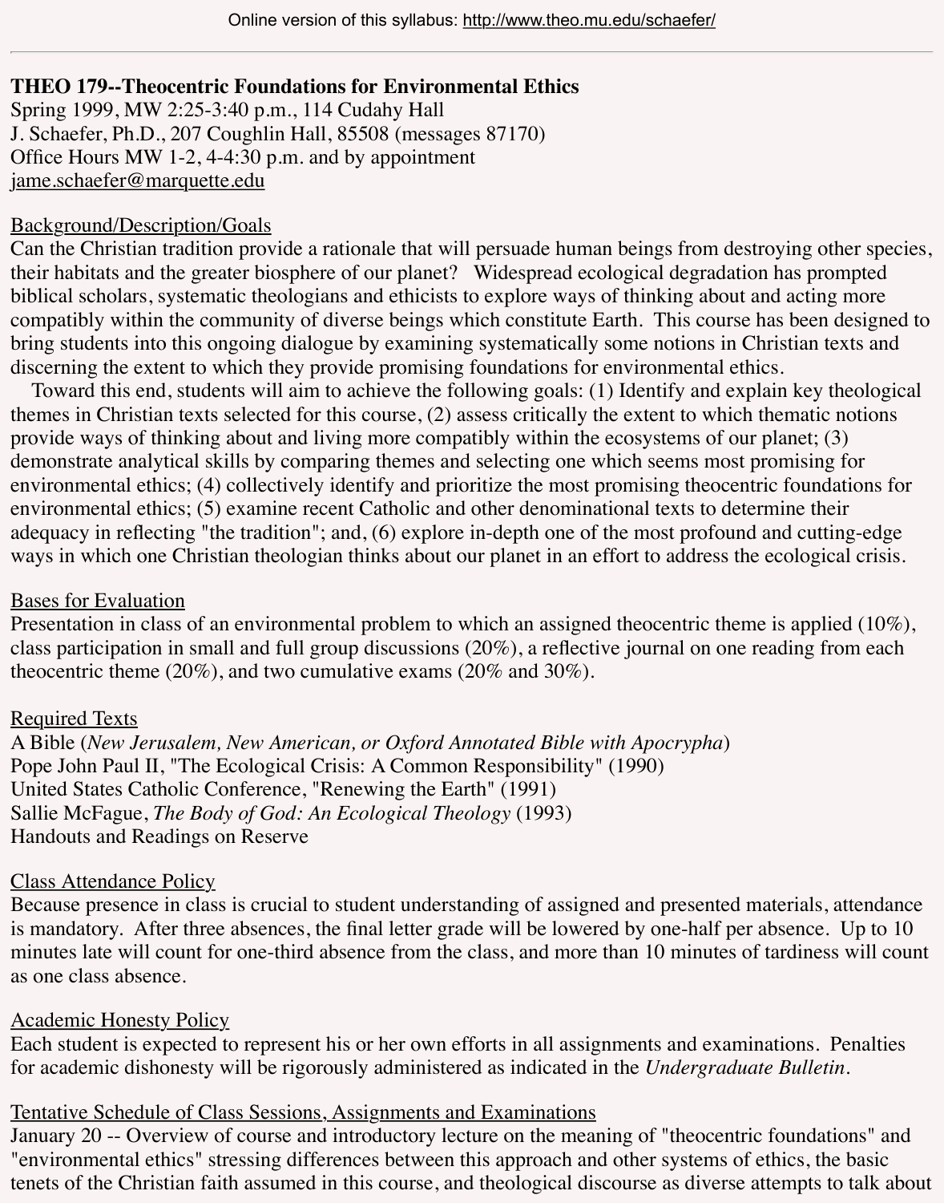Online version of this syllabus: http://www.theo.mu.edu/schaefer/

---

**THEO 179--Theocentric Foundations for Environmental Ethics**
Spring 1999, MW 2:25-3:40 p.m., 114 Cudahy Hall
J. Schaefer, Ph.D., 207 Coughlin Hall, 85508 (messages 87170)
Office Hours MW 1-2, 4-4:30 p.m. and by appointment
jame.schaefer@marquette.edu

## Background/Description/Goals

Can the Christian tradition provide a rationale that will persuade human beings from destroying other species, their habitats and the greater biosphere of our planet? Widespread ecological degradation has prompted biblical scholars, systematic theologians and ethicists to explore ways of thinking about and acting more compatibly within the community of diverse beings which constitute Earth. This course has been designed to bring students into this ongoing dialogue by examining systematically some notions in Christian texts and discerning the extent to which they provide promising foundations for environmental ethics.

Toward this end, students will aim to achieve the following goals: (1) Identify and explain key theological themes in Christian texts selected for this course, (2) assess critically the extent to which thematic notions provide ways of thinking about and living more compatibly within the ecosystems of our planet; (3) demonstrate analytical skills by comparing themes and selecting one which seems most promising for environmental ethics; (4) collectively identify and prioritize the most promising theocentric foundations for environmental ethics; (5) examine recent Catholic and other denominational texts to determine their adequacy in reflecting "the tradition"; and, (6) explore in-depth one of the most profound and cutting-edge ways in which one Christian theologian thinks about our planet in an effort to address the ecological crisis.

## Bases for Evaluation

Presentation in class of an environmental problem to which an assigned theocentric theme is applied (10%), class participation in small and full group discussions (20%), a reflective journal on one reading from each theocentric theme (20%), and two cumulative exams (20% and 30%).

## Required Texts

A Bible (*New Jerusalem, New American, or Oxford Annotated Bible with Apocrypha*)
Pope John Paul II, "The Ecological Crisis: A Common Responsibility" (1990)
United States Catholic Conference, "Renewing the Earth" (1991)
Sallie McFague, *The Body of God: An Ecological Theology* (1993)
Handouts and Readings on Reserve

## Class Attendance Policy

Because presence in class is crucial to student understanding of assigned and presented materials, attendance is mandatory. After three absences, the final letter grade will be lowered by one-half per absence. Up to 10 minutes late will count for one-third absence from the class, and more than 10 minutes of tardiness will count as one class absence.

## Academic Honesty Policy

Each student is expected to represent his or her own efforts in all assignments and examinations. Penalties for academic dishonesty will be rigorously administered as indicated in the *Undergraduate Bulletin*.

## Tentative Schedule of Class Sessions, Assignments and Examinations

January 20 -- Overview of course and introductory lecture on the meaning of "theocentric foundations" and "environmental ethics" stressing differences between this approach and other systems of ethics, the basic tenets of the Christian faith assumed in this course, and theological discourse as diverse attempts to talk about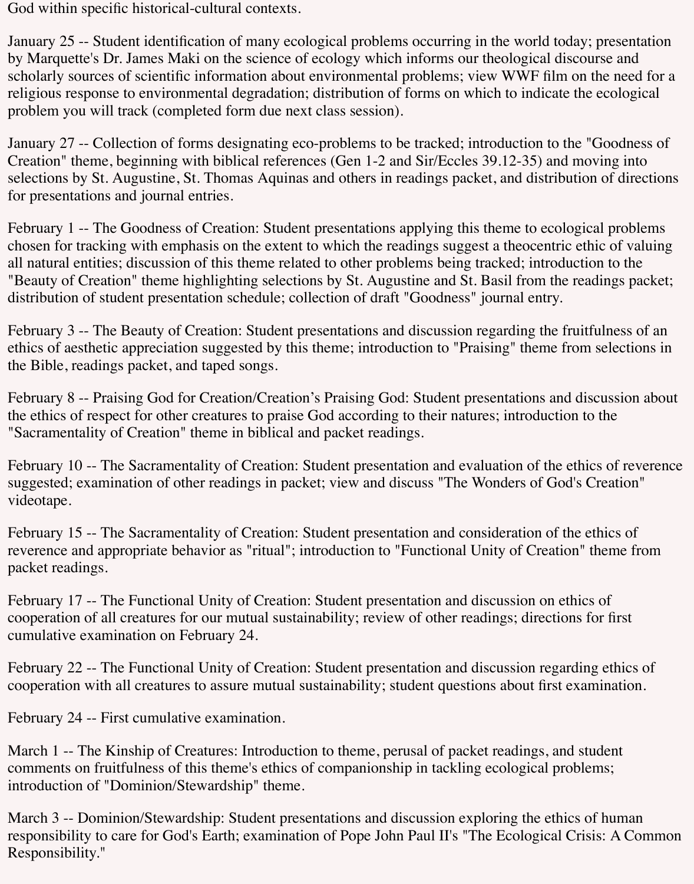God within specific historical-cultural contexts.

January 25 -- Student identification of many ecological problems occurring in the world today; presentation by Marquette's Dr. James Maki on the science of ecology which informs our theological discourse and scholarly sources of scientific information about environmental problems; view WWF film on the need for a religious response to environmental degradation; distribution of forms on which to indicate the ecological problem you will track (completed form due next class session).

January 27 -- Collection of forms designating eco-problems to be tracked; introduction to the "Goodness of Creation" theme, beginning with biblical references (Gen 1-2 and Sir/Eccles 39.12-35) and moving into selections by St. Augustine, St. Thomas Aquinas and others in readings packet, and distribution of directions for presentations and journal entries.

February 1 -- The Goodness of Creation: Student presentations applying this theme to ecological problems chosen for tracking with emphasis on the extent to which the readings suggest a theocentric ethic of valuing all natural entities; discussion of this theme related to other problems being tracked; introduction to the "Beauty of Creation" theme highlighting selections by St. Augustine and St. Basil from the readings packet; distribution of student presentation schedule; collection of draft "Goodness" journal entry.

February 3 -- The Beauty of Creation: Student presentations and discussion regarding the fruitfulness of an ethics of aesthetic appreciation suggested by this theme; introduction to "Praising" theme from selections in the Bible, readings packet, and taped songs.

February 8 -- Praising God for Creation/Creation's Praising God: Student presentations and discussion about the ethics of respect for other creatures to praise God according to their natures; introduction to the "Sacramentality of Creation" theme in biblical and packet readings.

February 10 -- The Sacramentality of Creation: Student presentation and evaluation of the ethics of reverence suggested; examination of other readings in packet; view and discuss "The Wonders of God's Creation" videotape.

February 15 -- The Sacramentality of Creation: Student presentation and consideration of the ethics of reverence and appropriate behavior as "ritual"; introduction to "Functional Unity of Creation" theme from packet readings.

February 17 -- The Functional Unity of Creation: Student presentation and discussion on ethics of cooperation of all creatures for our mutual sustainability; review of other readings; directions for first cumulative examination on February 24.

February 22 -- The Functional Unity of Creation: Student presentation and discussion regarding ethics of cooperation with all creatures to assure mutual sustainability; student questions about first examination.

February 24 -- First cumulative examination.

March 1 -- The Kinship of Creatures: Introduction to theme, perusal of packet readings, and student comments on fruitfulness of this theme's ethics of companionship in tackling ecological problems; introduction of "Dominion/Stewardship" theme.

March 3 -- Dominion/Stewardship: Student presentations and discussion exploring the ethics of human responsibility to care for God's Earth; examination of Pope John Paul II's "The Ecological Crisis: A Common Responsibility."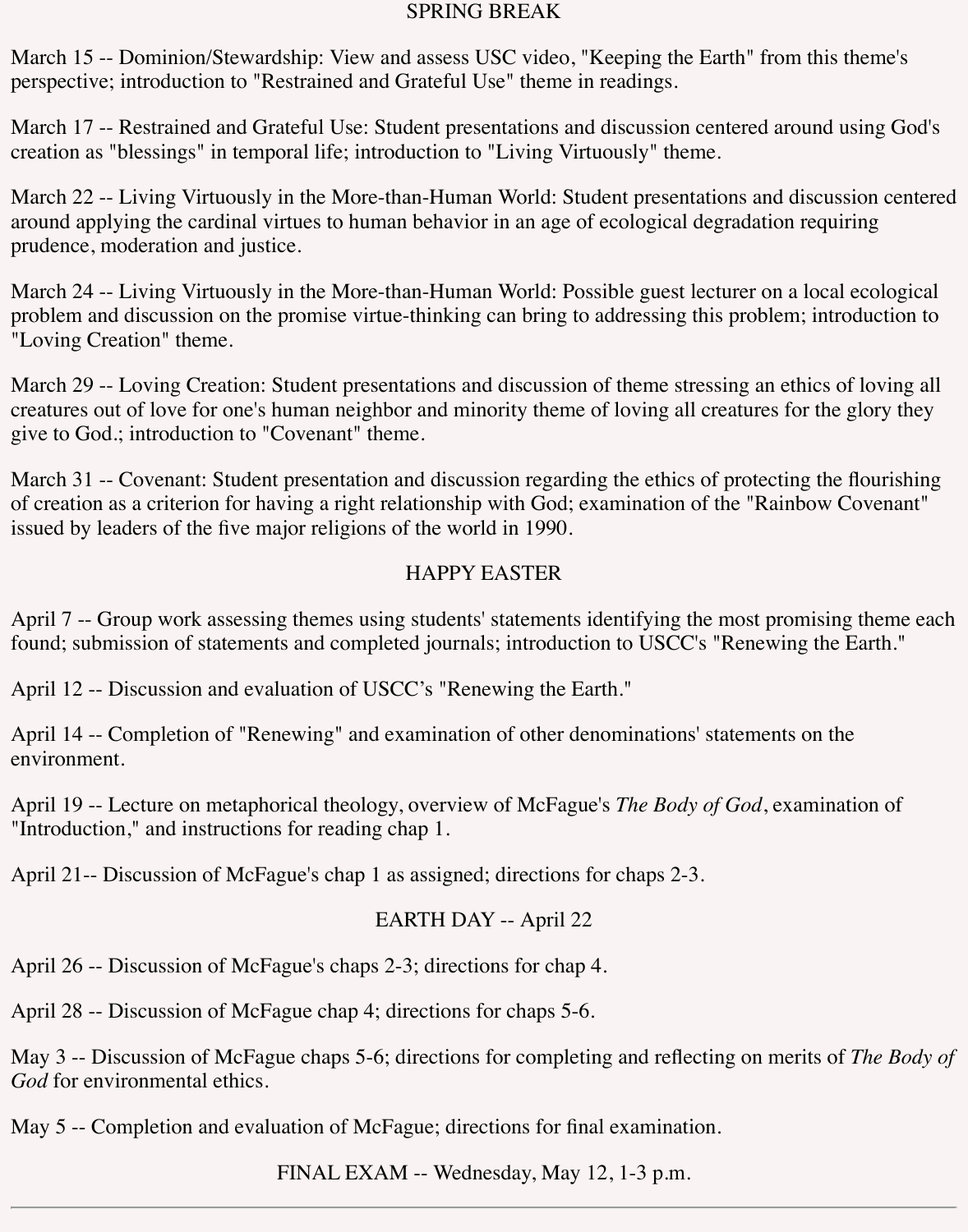SPRING BREAK

March 15 -- Dominion/Stewardship: View and assess USC video, "Keeping the Earth" from this theme's perspective; introduction to "Restrained and Grateful Use" theme in readings.

March 17 -- Restrained and Grateful Use: Student presentations and discussion centered around using God's creation as "blessings" in temporal life; introduction to "Living Virtuously" theme.

March 22 -- Living Virtuously in the More-than-Human World: Student presentations and discussion centered around applying the cardinal virtues to human behavior in an age of ecological degradation requiring prudence, moderation and justice.

March 24 -- Living Virtuously in the More-than-Human World: Possible guest lecturer on a local ecological problem and discussion on the promise virtue-thinking can bring to addressing this problem; introduction to "Loving Creation" theme.

March 29 -- Loving Creation: Student presentations and discussion of theme stressing an ethics of loving all creatures out of love for one's human neighbor and minority theme of loving all creatures for the glory they give to God.; introduction to "Covenant" theme.

March 31 -- Covenant: Student presentation and discussion regarding the ethics of protecting the flourishing of creation as a criterion for having a right relationship with God; examination of the "Rainbow Covenant" issued by leaders of the five major religions of the world in 1990.

HAPPY EASTER

April 7 -- Group work assessing themes using students' statements identifying the most promising theme each found; submission of statements and completed journals; introduction to USCC's "Renewing the Earth."

April 12 -- Discussion and evaluation of USCC's "Renewing the Earth."

April 14 -- Completion of "Renewing" and examination of other denominations' statements on the environment.

April 19 -- Lecture on metaphorical theology, overview of McFague's *The Body of God*, examination of "Introduction," and instructions for reading chap 1.

April 21-- Discussion of McFague's chap 1 as assigned; directions for chaps 2-3.

EARTH DAY -- April 22

April 26 -- Discussion of McFague's chaps 2-3; directions for chap 4.

April 28 -- Discussion of McFague chap 4; directions for chaps 5-6.

May 3 -- Discussion of McFague chaps 5-6; directions for completing and reflecting on merits of *The Body of God* for environmental ethics.

May 5 -- Completion and evaluation of McFague; directions for final examination.

FINAL EXAM -- Wednesday, May 12, 1-3 p.m.

---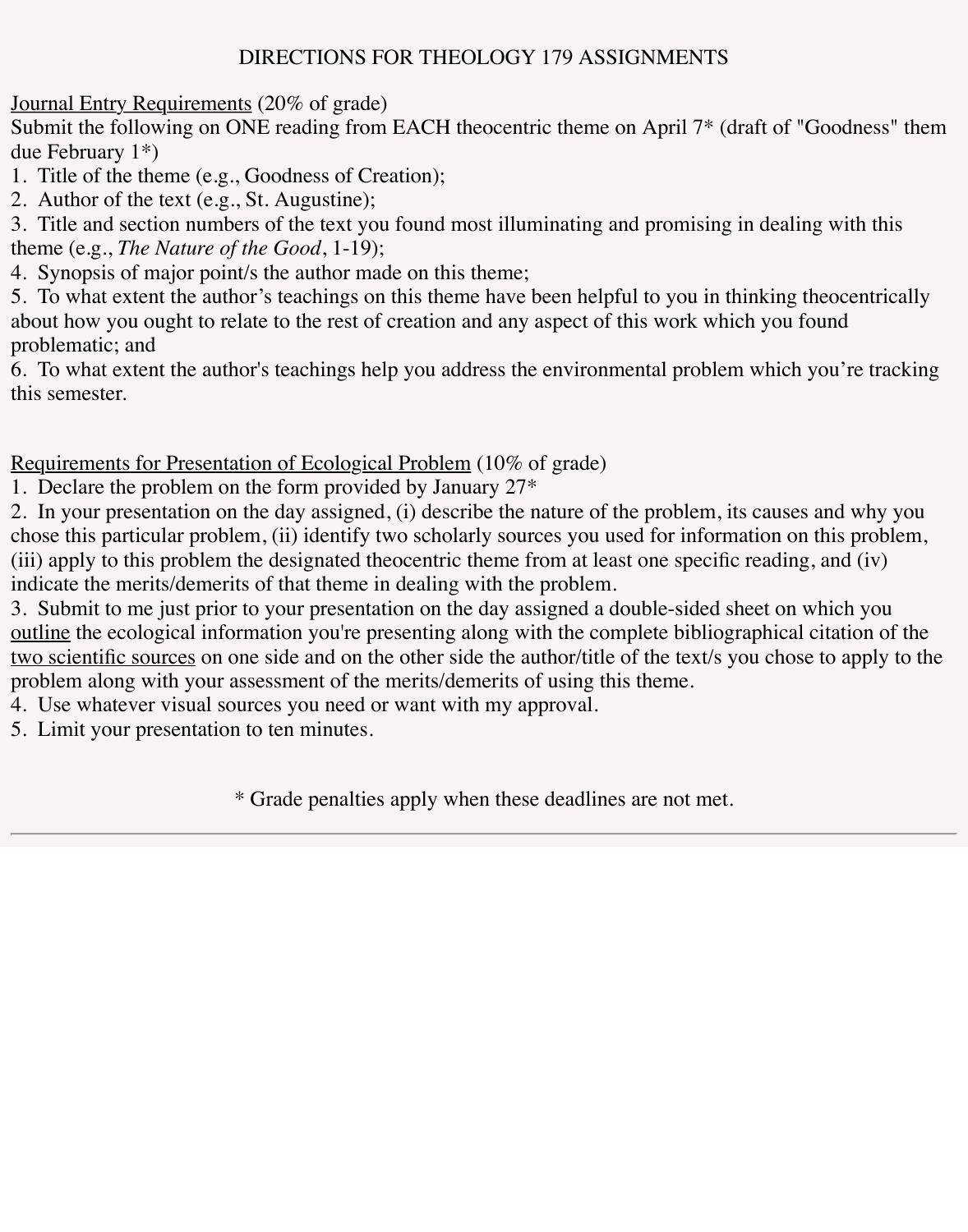# DIRECTIONS FOR THEOLOGY 179 ASSIGNMENTS

Journal Entry Requirements (20% of grade)

Submit the following on ONE reading from EACH theocentric theme on April 7* (draft of "Goodness" them due February 1*)

1. Title of the theme (e.g., Goodness of Creation);
2. Author of the text (e.g., St. Augustine);
3. Title and section numbers of the text you found most illuminating and promising in dealing with this theme (e.g., *The Nature of the Good*, 1-19);
4. Synopsis of major point/s the author made on this theme;
5. To what extent the author's teachings on this theme have been helpful to you in thinking theocentrically about how you ought to relate to the rest of creation and any aspect of this work which you found problematic; and
6. To what extent the author's teachings help you address the environmental problem which you're tracking this semester.

Requirements for Presentation of Ecological Problem (10% of grade)

1. Declare the problem on the form provided by January 27*
2. In your presentation on the day assigned, (i) describe the nature of the problem, its causes and why you chose this particular problem, (ii) identify two scholarly sources you used for information on this problem, (iii) apply to this problem the designated theocentric theme from at least one specific reading, and (iv) indicate the merits/demerits of that theme in dealing with the problem.
3. Submit to me just prior to your presentation on the day assigned a double-sided sheet on which you outline the ecological information you're presenting along with the complete bibliographical citation of the two scientific sources on one side and on the other side the author/title of the text/s you chose to apply to the problem along with your assessment of the merits/demerits of using this theme.
4. Use whatever visual sources you need or want with my approval.
5. Limit your presentation to ten minutes.

\* Grade penalties apply when these deadlines are not met.